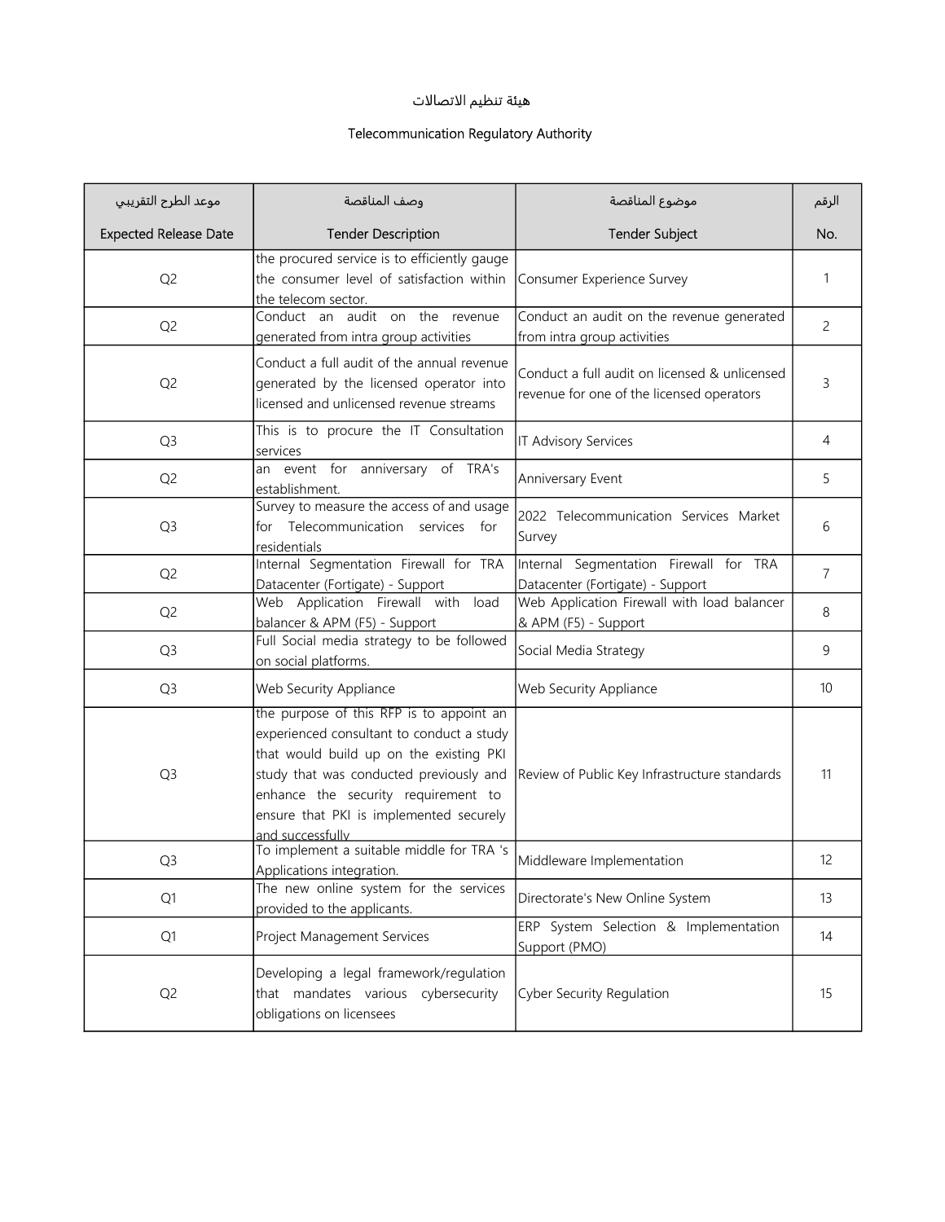# هيئة تنظيم الاتصالات

## Telecommunication Regulatory Authority

| موعد الطرح التقريبي<br>Expected Release Date | وصف المناقصة<br>Tender Description | موضوع المناقصة<br>Tender Subject | الرقم<br>No. |
|---|---|---|---|
| Q2 | the procured service is to efficiently gauge the consumer level of satisfaction within the telecom sector. | Consumer Experience Survey | 1 |
| Q2 | Conduct an audit on the revenue generated from intra group activities | Conduct an audit on the revenue generated from intra group activities | 2 |
| Q2 | Conduct a full audit of the annual revenue generated by the licensed operator into licensed and unlicensed revenue streams | Conduct a full audit on licensed & unlicensed revenue for one of the licensed operators | 3 |
| Q3 | This is to procure the IT Consultation services | IT Advisory Services | 4 |
| Q2 | an event for anniversary of TRA's establishment. | Anniversary Event | 5 |
| Q3 | Survey to measure the access of and usage for Telecommunication services for residentials | 2022 Telecommunication Services Market Survey | 6 |
| Q2 | Internal Segmentation Firewall for TRA Datacenter (Fortigate) - Support | Internal Segmentation Firewall for TRA Datacenter (Fortigate) - Support | 7 |
| Q2 | Web Application Firewall with load balancer & APM (F5) - Support | Web Application Firewall with load balancer & APM (F5) - Support | 8 |
| Q3 | Full Social media strategy to be followed on social platforms. | Social Media Strategy | 9 |
| Q3 | Web Security Appliance | Web Security Appliance | 10 |
| Q3 | the purpose of this RFP is to appoint an experienced consultant to conduct a study that would build up on the existing PKI study that was conducted previously and enhance the security requirement to ensure that PKI is implemented securely and successfully | Review of Public Key Infrastructure standards | 11 |
| Q3 | To implement a suitable middle for TRA 's Applications integration. | Middleware Implementation | 12 |
| Q1 | The new online system for the services provided to the applicants. | Directorate's New Online System | 13 |
| Q1 | Project Management Services | ERP System Selection & Implementation Support (PMO) | 14 |
| Q2 | Developing a legal framework/regulation that mandates various cybersecurity obligations on licensees | Cyber Security Regulation | 15 |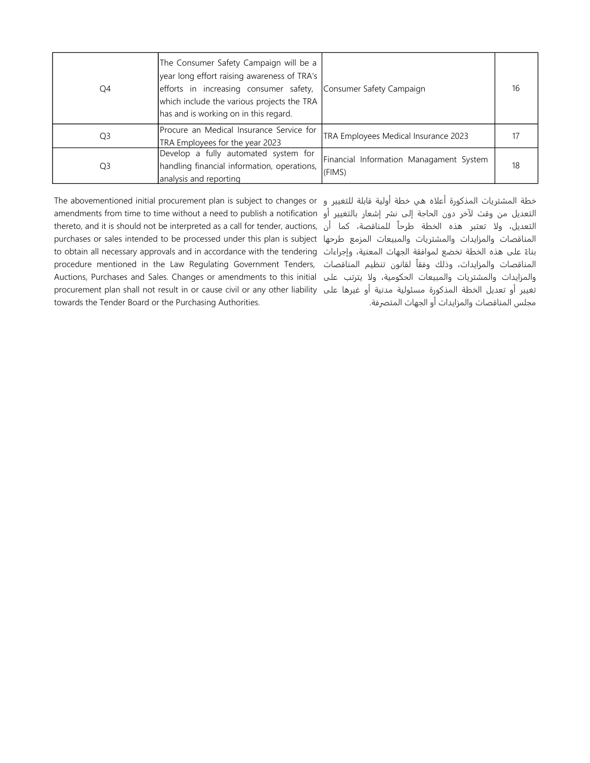| | | | |
|---|---|---|---|
| Q4 | The Consumer Safety Campaign will be a year long effort raising awareness of TRA's efforts in increasing consumer safety, which include the various projects the TRA has and is working on in this regard. | Consumer Safety Campaign | 16 |
| Q3 | Procure an Medical Insurance Service for TRA Employees for the year 2023 | TRA Employees Medical Insurance 2023 | 17 |
| Q3 | Develop a fully automated system for handling financial information, operations, analysis and reporting | Financial Information Managament System (FIMS) | 18 |

The abovementioned initial procurement plan is subject to changes or amendments from time to time without a need to publish a notification thereto, and it is should not be interpreted as a call for tender, auctions, purchases or sales intended to be processed under this plan is subject to obtain all necessary approvals and in accordance with the tendering procedure mentioned in the Law Regulating Government Tenders, Auctions, Purchases and Sales. Changes or amendments to this initial procurement plan shall not result in or cause civil or any other liability towards the Tender Board or the Purchasing Authorities.

خطة المشتريات المذكورة أعلاه هي خطة أولية قابلة للتغيير و التعديل من وقت لآخر دون الحاجة إلى نشر إشعار بالتغيير أو التعديل، ولا تعتبر هذه الخطة طرحاً للمناقصة، كما أن المناقصات والمزايدات والمشتريات والمبيعات المزمع طرحها بناءً على هذه الخطة تخضع لموافقة الجهات المعنية، وإجراءات المناقصات والمزايدات، وذلك وفقاً لقانون تنظيم المناقصات والمزايدات والمشتريات والمبيعات الحكومية، ولا يترتب على تغيير أو تعديل الخطة المذكورة مسئولية مدنية أو غيرها على مجلس المناقصات والمزايدات أو الجهات المتصرفة.